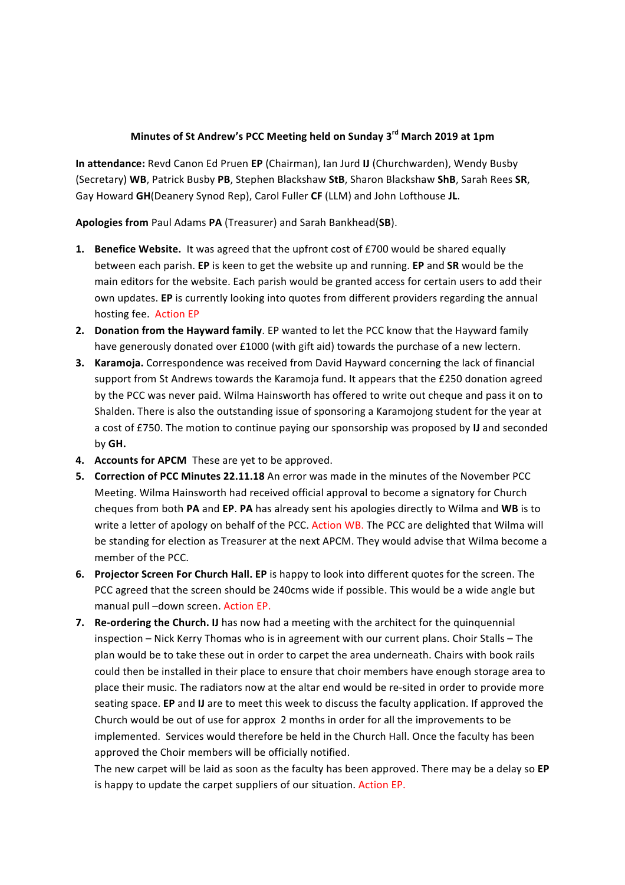**Minutes of St Andrew's PCC Meeting held on Sunday 3rd March 2019 at 1pm**

**In attendance:** Revd Canon Ed Pruen **EP** (Chairman), Ian Jurd **IJ** (Churchwarden), Wendy Busby (Secretary) **WB**, Patrick Busby **PB**, Stephen Blackshaw **StB**, Sharon Blackshaw **ShB**, Sarah Rees **SR**, Gay Howard **GH**(Deanery Synod Rep), Carol Fuller **CF** (LLM) and John Lofthouse **JL**.

**Apologies from** Paul Adams **PA** (Treasurer) and Sarah Bankhead(**SB**).

1. **Benefice Website.** It was agreed that the upfront cost of £700 would be shared equally between each parish. **EP** is keen to get the website up and running. **EP** and **SR** would be the main editors for the website. Each parish would be granted access for certain users to add their own updates. **EP** is currently looking into quotes from different providers regarding the annual hosting fee. Action EP
2. **Donation from the Hayward family**. EP wanted to let the PCC know that the Hayward family have generously donated over £1000 (with gift aid) towards the purchase of a new lectern.
3. **Karamoja.** Correspondence was received from David Hayward concerning the lack of financial support from St Andrews towards the Karamoja fund. It appears that the £250 donation agreed by the PCC was never paid. Wilma Hainsworth has offered to write out cheque and pass it on to Shalden. There is also the outstanding issue of sponsoring a Karamojong student for the year at a cost of £750. The motion to continue paying our sponsorship was proposed by **IJ** and seconded by **GH.**
4. **Accounts for APCM** These are yet to be approved.
5. **Correction of PCC Minutes 22.11.18** An error was made in the minutes of the November PCC Meeting. Wilma Hainsworth had received official approval to become a signatory for Church cheques from both **PA** and **EP**. **PA** has already sent his apologies directly to Wilma and **WB** is to write a letter of apology on behalf of the PCC. Action WB. The PCC are delighted that Wilma will be standing for election as Treasurer at the next APCM. They would advise that Wilma become a member of the PCC.
6. **Projector Screen For Church Hall. EP** is happy to look into different quotes for the screen. The PCC agreed that the screen should be 240cms wide if possible. This would be a wide angle but manual pull –down screen. Action EP.
7. **Re-ordering the Church. IJ** has now had a meeting with the architect for the quinquennial inspection – Nick Kerry Thomas who is in agreement with our current plans. Choir Stalls – The plan would be to take these out in order to carpet the area underneath. Chairs with book rails could then be installed in their place to ensure that choir members have enough storage area to place their music. The radiators now at the altar end would be re-sited in order to provide more seating space. **EP** and **IJ** are to meet this week to discuss the faculty application. If approved the Church would be out of use for approx 2 months in order for all the improvements to be implemented. Services would therefore be held in the Church Hall. Once the faculty has been approved the Choir members will be officially notified.

   The new carpet will be laid as soon as the faculty has been approved. There may be a delay so **EP** is happy to update the carpet suppliers of our situation. Action EP.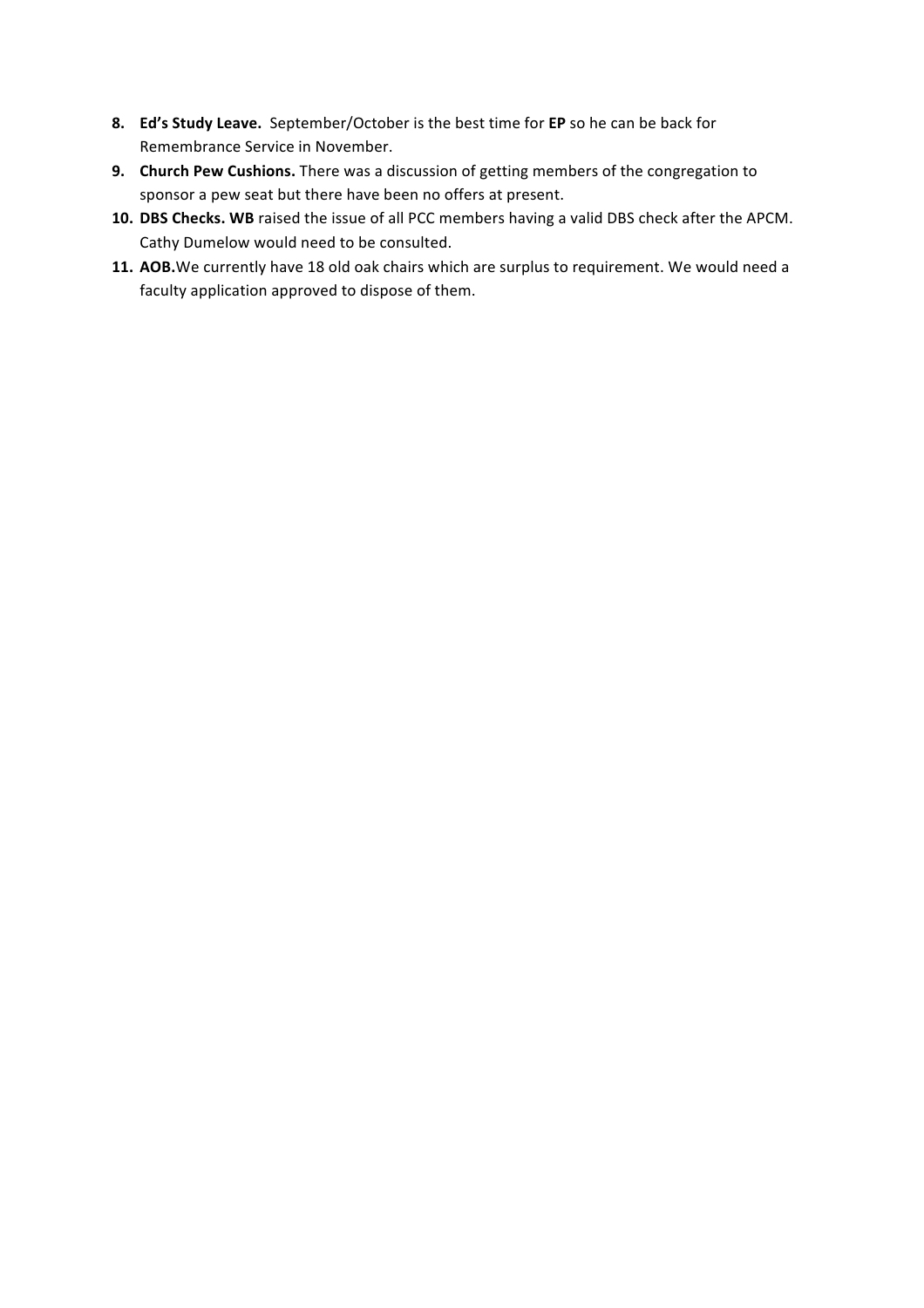8. **Ed's Study Leave.** September/October is the best time for **EP** so he can be back for Remembrance Service in November.
9. **Church Pew Cushions.** There was a discussion of getting members of the congregation to sponsor a pew seat but there have been no offers at present.
10. **DBS Checks. WB** raised the issue of all PCC members having a valid DBS check after the APCM. Cathy Dumelow would need to be consulted.
11. **AOB.**We currently have 18 old oak chairs which are surplus to requirement. We would need a faculty application approved to dispose of them.